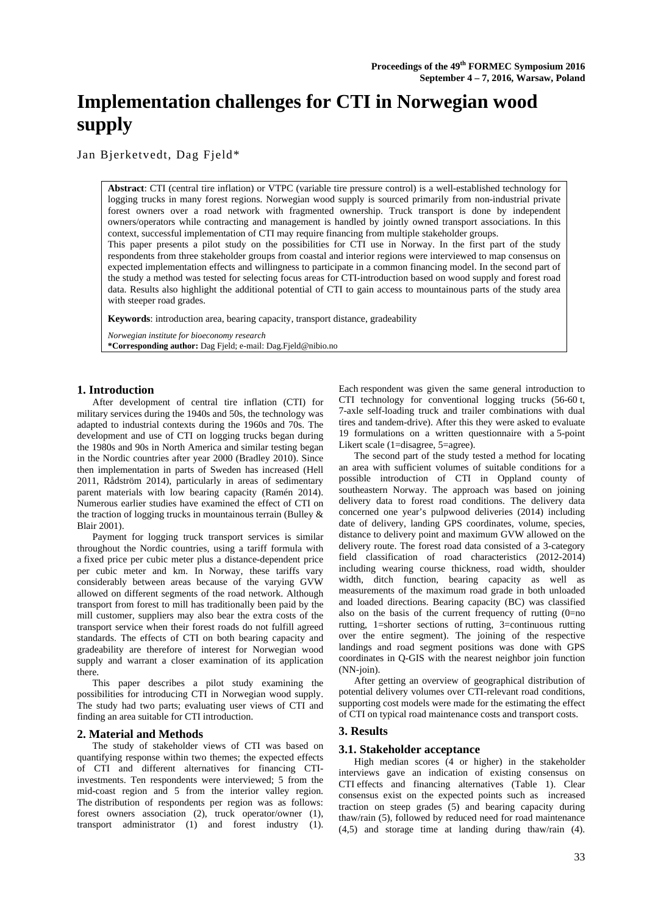# Implementation challenges for CTI in Norwegian wood supply

Jan Bjerketvedt, Dag Fjeld*

**Abstract**: CTI (central tire inflation) or VTPC (variable tire pressure control) is a well-established technology for logging trucks in many forest regions. Norwegian wood supply is sourced primarily from non-industrial private forest owners over a road network with fragmented ownership. Truck transport is done by independent owners/operators while contracting and management is handled by jointly owned transport associations. In this context, successful implementation of CTI may require financing from multiple stakeholder groups.

This paper presents a pilot study on the possibilities for CTI use in Norway. In the first part of the study respondents from three stakeholder groups from coastal and interior regions were interviewed to map consensus on expected implementation effects and willingness to participate in a common financing model. In the second part of the study a method was tested for selecting focus areas for CTI-introduction based on wood supply and forest road data. Results also highlight the additional potential of CTI to gain access to mountainous parts of the study area with steeper road grades.

**Keywords**: introduction area, bearing capacity, transport distance, gradeability

*Norwegian institute for bioeconomy research*
**\*Corresponding author:** Dag Fjeld; e-mail: Dag.Fjeld@nibio.no

## 1. Introduction

After development of central tire inflation (CTI) for military services during the 1940s and 50s, the technology was adapted to industrial contexts during the 1960s and 70s. The development and use of CTI on logging trucks began during the 1980s and 90s in North America and similar testing began in the Nordic countries after year 2000 (Bradley 2010). Since then implementation in parts of Sweden has increased (Hell 2011, Rådström 2014), particularly in areas of sedimentary parent materials with low bearing capacity (Ramén 2014). Numerous earlier studies have examined the effect of CTI on the traction of logging trucks in mountainous terrain (Bulley & Blair 2001).

Payment for logging truck transport services is similar throughout the Nordic countries, using a tariff formula with a fixed price per cubic meter plus a distance-dependent price per cubic meter and km. In Norway, these tariffs vary considerably between areas because of the varying GVW allowed on different segments of the road network. Although transport from forest to mill has traditionally been paid by the mill customer, suppliers may also bear the extra costs of the transport service when their forest roads do not fulfill agreed standards. The effects of CTI on both bearing capacity and gradeability are therefore of interest for Norwegian wood supply and warrant a closer examination of its application there.

This paper describes a pilot study examining the possibilities for introducing CTI in Norwegian wood supply. The study had two parts; evaluating user views of CTI and finding an area suitable for CTI introduction.

## 2. Material and Methods

The study of stakeholder views of CTI was based on quantifying response within two themes; the expected effects of CTI and different alternatives for financing CTI-investments. Ten respondents were interviewed; 5 from the mid-coast region and 5 from the interior valley region. The distribution of respondents per region was as follows: forest owners association (2), truck operator/owner (1), transport administrator (1) and forest industry (1). Each respondent was given the same general introduction to CTI technology for conventional logging trucks (56-60 t, 7-axle self-loading truck and trailer combinations with dual tires and tandem-drive). After this they were asked to evaluate 19 formulations on a written questionnaire with a 5-point Likert scale (1=disagree, 5=agree).

The second part of the study tested a method for locating an area with sufficient volumes of suitable conditions for a possible introduction of CTI in Oppland county of southeastern Norway. The approach was based on joining delivery data to forest road conditions. The delivery data concerned one year's pulpwood deliveries (2014) including date of delivery, landing GPS coordinates, volume, species, distance to delivery point and maximum GVW allowed on the delivery route. The forest road data consisted of a 3-category field classification of road characteristics (2012-2014) including wearing course thickness, road width, shoulder width, ditch function, bearing capacity as well as measurements of the maximum road grade in both unloaded and loaded directions. Bearing capacity (BC) was classified also on the basis of the current frequency of rutting (0=no rutting, 1=shorter sections of rutting, 3=continuous rutting over the entire segment). The joining of the respective landings and road segment positions was done with GPS coordinates in Q-GIS with the nearest neighbor join function (NN-join).

After getting an overview of geographical distribution of potential delivery volumes over CTI-relevant road conditions, supporting cost models were made for the estimating the effect of CTI on typical road maintenance costs and transport costs.

## 3. Results

### 3.1. Stakeholder acceptance

High median scores (4 or higher) in the stakeholder interviews gave an indication of existing consensus on CTI effects and financing alternatives (Table 1). Clear consensus exist on the expected points such as increased traction on steep grades (5) and bearing capacity during thaw/rain (5), followed by reduced need for road maintenance (4,5) and storage time at landing during thaw/rain (4).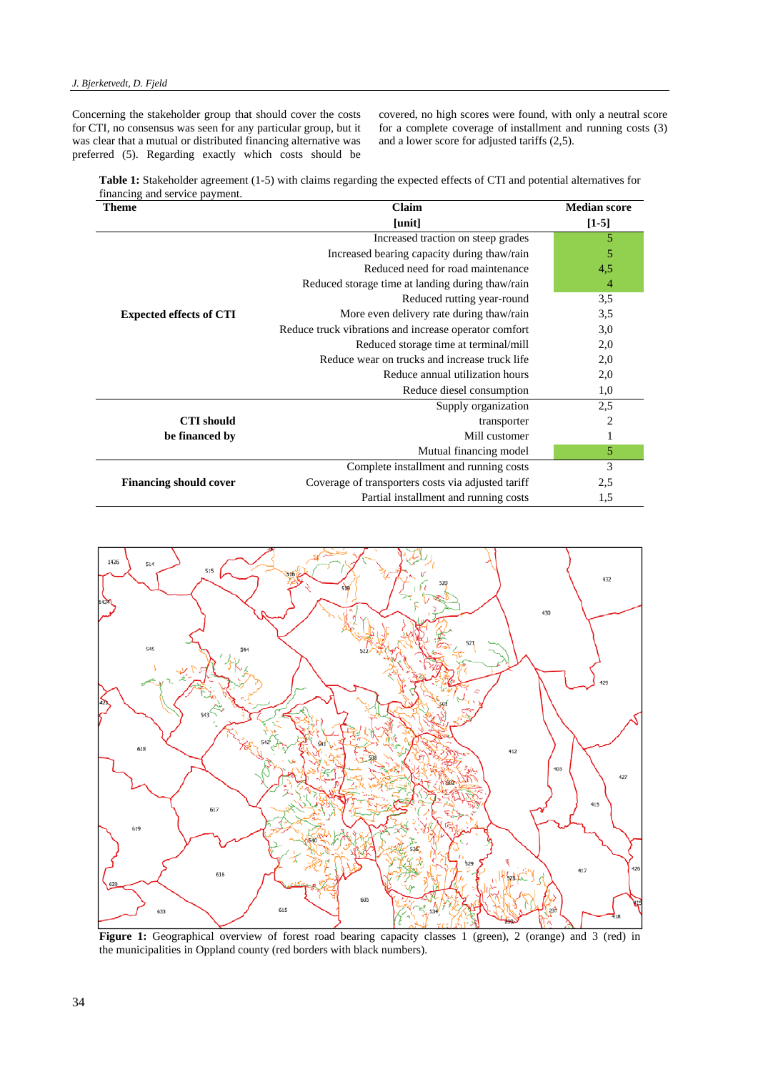Concerning the stakeholder group that should cover the costs for CTI, no consensus was seen for any particular group, but it was clear that a mutual or distributed financing alternative was preferred (5). Regarding exactly which costs should be covered, no high scores were found, with only a neutral score for a complete coverage of installment and running costs (3) and a lower score for adjusted tariffs (2,5).

**Table 1:** Stakeholder agreement (1-5) with claims regarding the expected effects of CTI and potential alternatives for financing and service payment.

| Theme | Claim [unit] | Median score [1-5] |
|---|---|---|
| **Expected effects of CTI** | Increased traction on steep grades | 5 |
| | Increased bearing capacity during thaw/rain | 5 |
| | Reduced need for road maintenance | 4,5 |
| | Reduced storage time at landing during thaw/rain | 4 |
| | Reduced rutting year-round | 3,5 |
| | More even delivery rate during thaw/rain | 3,5 |
| | Reduce truck vibrations and increase operator comfort | 3,0 |
| | Reduced storage time at terminal/mill | 2,0 |
| | Reduce wear on trucks and increase truck life | 2,0 |
| | Reduce annual utilization hours | 2,0 |
| | Reduce diesel consumption | 1,0 |
| **CTI should be financed by** | Supply organization | 2,5 |
| | transporter | 2 |
| | Mill customer | 1 |
| | Mutual financing model | 5 |
| **Financing should cover** | Complete installment and running costs | 3 |
| | Coverage of transporters costs via adjusted tariff | 2,5 |
| | Partial installment and running costs | 1,5 |

**Figure 1:** Geographical overview of forest road bearing capacity classes 1 (green), 2 (orange) and 3 (red) in the municipalities in Oppland county (red borders with black numbers).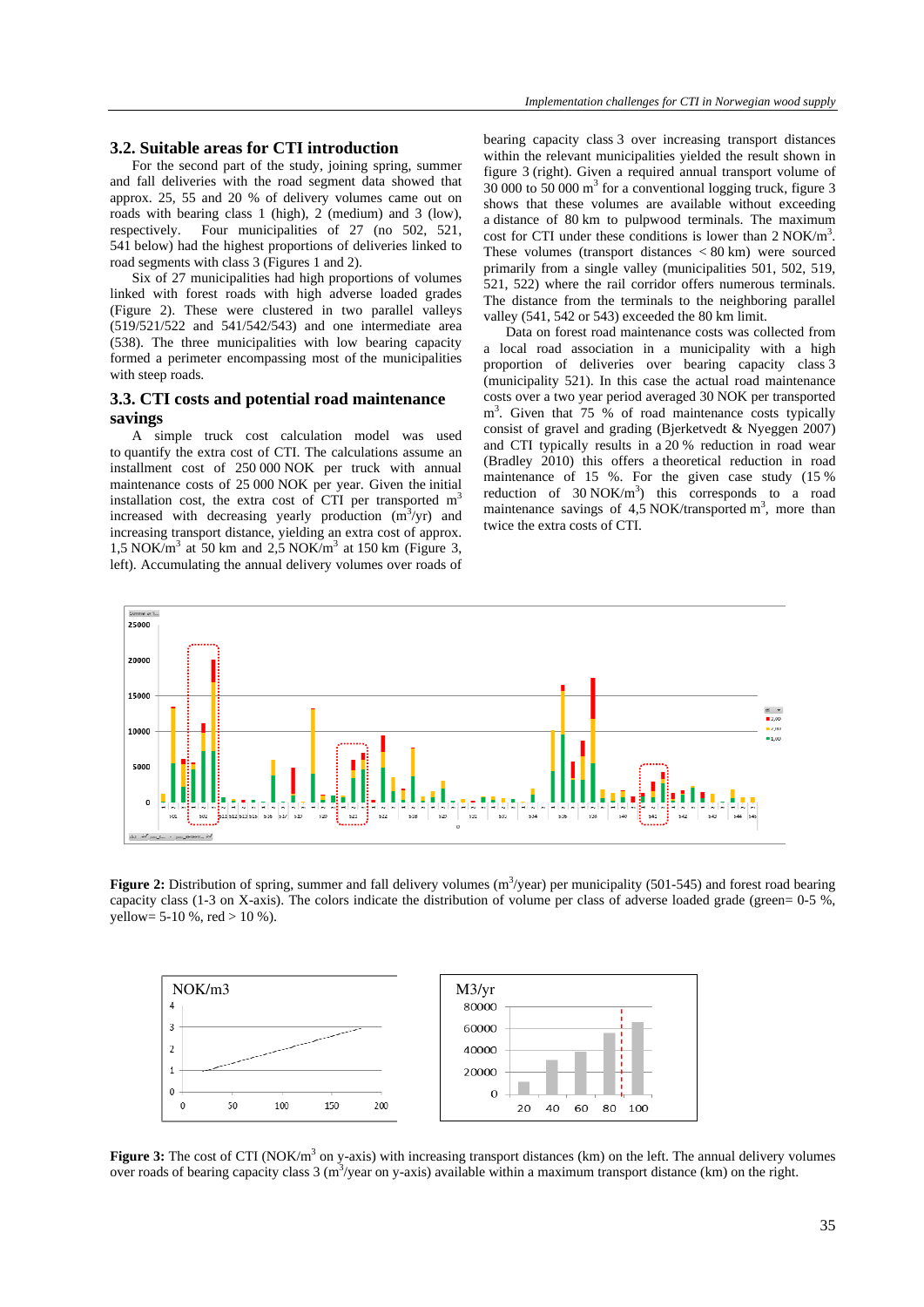## 3.2. Suitable areas for CTI introduction

For the second part of the study, joining spring, summer and fall deliveries with the road segment data showed that approx. 25, 55 and 20 % of delivery volumes came out on roads with bearing class 1 (high), 2 (medium) and 3 (low), respectively. Four municipalities of 27 (no 502, 521, 541 below) had the highest proportions of deliveries linked to road segments with class 3 (Figures 1 and 2).

Six of 27 municipalities had high proportions of volumes linked with forest roads with high adverse loaded grades (Figure 2). These were clustered in two parallel valleys (519/521/522 and 541/542/543) and one intermediate area (538). The three municipalities with low bearing capacity formed a perimeter encompassing most of the municipalities with steep roads.

## 3.3. CTI costs and potential road maintenance savings

A simple truck cost calculation model was used to quantify the extra cost of CTI. The calculations assume an installment cost of 250 000 NOK per truck with annual maintenance costs of 25 000 NOK per year. Given the initial installation cost, the extra cost of CTI per transported $m^3$ increased with decreasing yearly production ($m^3$/yr) and increasing transport distance, yielding an extra cost of approx. 1,5 NOK/$m^3$ at 50 km and 2,5 NOK/$m^3$ at 150 km (Figure 3, left). Accumulating the annual delivery volumes over roads of bearing capacity class 3 over increasing transport distances within the relevant municipalities yielded the result shown in figure 3 (right). Given a required annual transport volume of 30 000 to 50 000 $m^3$ for a conventional logging truck, figure 3 shows that these volumes are available without exceeding a distance of 80 km to pulpwood terminals. The maximum cost for CTI under these conditions is lower than 2 NOK/$m^3$. These volumes (transport distances < 80 km) were sourced primarily from a single valley (municipalities 501, 502, 519, 521, 522) where the rail corridor offers numerous terminals. The distance from the terminals to the neighboring parallel valley (541, 542 or 543) exceeded the 80 km limit.

Data on forest road maintenance costs was collected from a local road association in a municipality with a high proportion of deliveries over bearing capacity class 3 (municipality 521). In this case the actual road maintenance costs over a two year period averaged 30 NOK per transported $m^3$. Given that 75 % of road maintenance costs typically consist of gravel and grading (Bjerketvedt & Nyeggen 2007) and CTI typically results in a 20 % reduction in road wear (Bradley 2010) this offers a theoretical reduction in road maintenance of 15 %. For the given case study (15 % reduction of 30 NOK/$m^3$) this corresponds to a road maintenance savings of 4,5 NOK/transported $m^3$, more than twice the extra costs of CTI.

**Figure 2:** Distribution of spring, summer and fall delivery volumes ($m^3$/year) per municipality (501-545) and forest road bearing capacity class (1-3 on X-axis). The colors indicate the distribution of volume per class of adverse loaded grade (green= 0-5 %, yellow= 5-10 %, red > 10 %).

**Figure 3:** The cost of CTI (NOK/$m^3$ on y-axis) with increasing transport distances (km) on the left. The annual delivery volumes over roads of bearing capacity class 3 ($m^3$/year on y-axis) available within a maximum transport distance (km) on the right.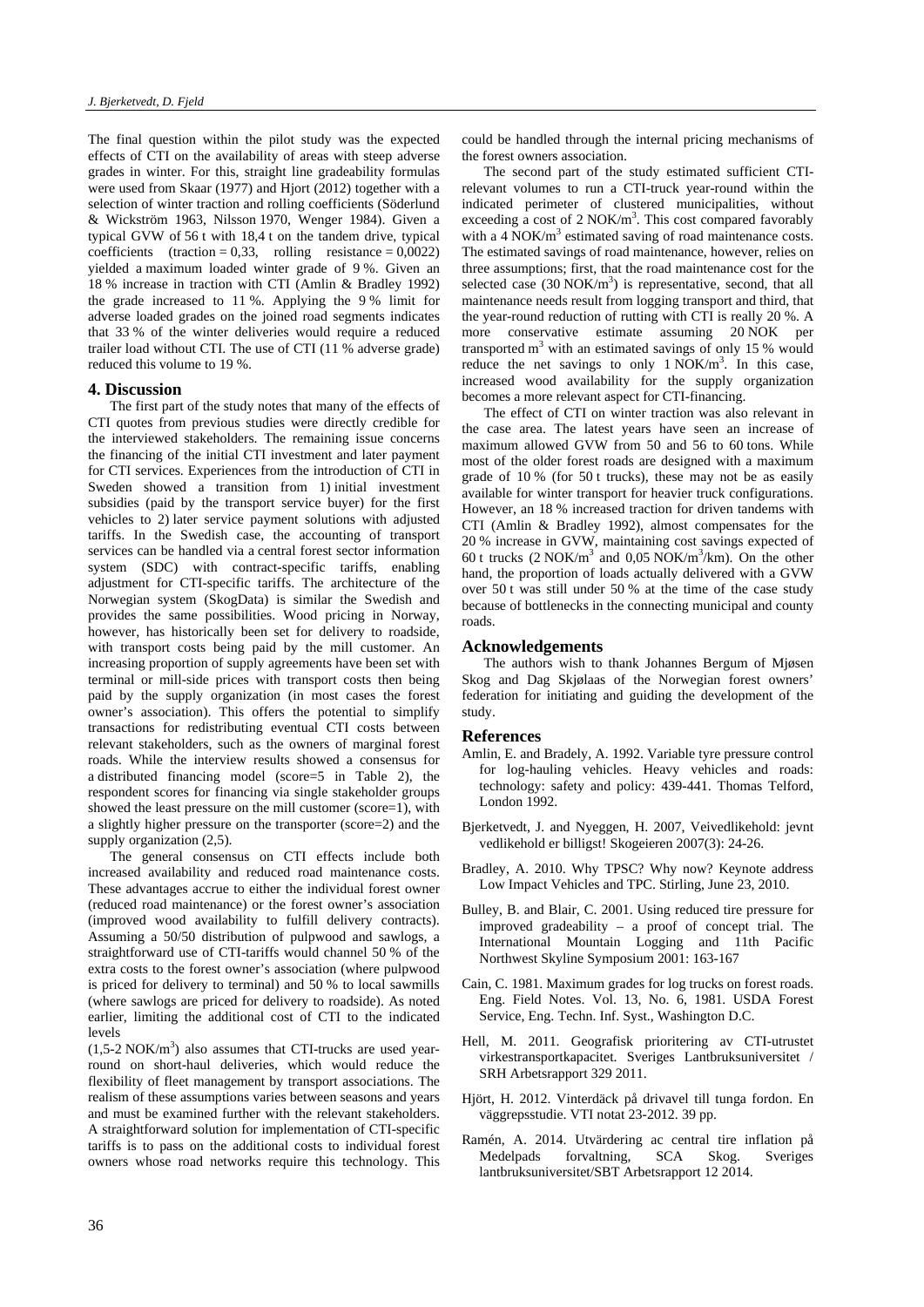The final question within the pilot study was the expected effects of CTI on the availability of areas with steep adverse grades in winter. For this, straight line gradeability formulas were used from Skaar (1977) and Hjort (2012) together with a selection of winter traction and rolling coefficients (Söderlund & Wickström 1963, Nilsson 1970, Wenger 1984). Given a typical GVW of 56 t with 18,4 t on the tandem drive, typical coefficients (traction = 0,33, rolling resistance = 0,0022) yielded a maximum loaded winter grade of 9 %. Given an 18 % increase in traction with CTI (Amlin & Bradley 1992) the grade increased to 11 %. Applying the 9 % limit for adverse loaded grades on the joined road segments indicates that 33 % of the winter deliveries would require a reduced trailer load without CTI. The use of CTI (11 % adverse grade) reduced this volume to 19 %.

## 4. Discussion

The first part of the study notes that many of the effects of CTI quotes from previous studies were directly credible for the interviewed stakeholders. The remaining issue concerns the financing of the initial CTI investment and later payment for CTI services. Experiences from the introduction of CTI in Sweden showed a transition from 1) initial investment subsidies (paid by the transport service buyer) for the first vehicles to 2) later service payment solutions with adjusted tariffs. In the Swedish case, the accounting of transport services can be handled via a central forest sector information system (SDC) with contract-specific tariffs, enabling adjustment for CTI-specific tariffs. The architecture of the Norwegian system (SkogData) is similar the Swedish and provides the same possibilities. Wood pricing in Norway, however, has historically been set for delivery to roadside, with transport costs being paid by the mill customer. An increasing proportion of supply agreements have been set with terminal or mill-side prices with transport costs then being paid by the supply organization (in most cases the forest owner's association). This offers the potential to simplify transactions for redistributing eventual CTI costs between relevant stakeholders, such as the owners of marginal forest roads. While the interview results showed a consensus for a distributed financing model (score=5 in Table 2), the respondent scores for financing via single stakeholder groups showed the least pressure on the mill customer (score=1), with a slightly higher pressure on the transporter (score=2) and the supply organization (2,5).

The general consensus on CTI effects include both increased availability and reduced road maintenance costs. These advantages accrue to either the individual forest owner (reduced road maintenance) or the forest owner's association (improved wood availability to fulfill delivery contracts). Assuming a 50/50 distribution of pulpwood and sawlogs, a straightforward use of CTI-tariffs would channel 50 % of the extra costs to the forest owner's association (where pulpwood is priced for delivery to terminal) and 50 % to local sawmills (where sawlogs are priced for delivery to roadside). As noted earlier, limiting the additional cost of CTI to the indicated levels

(1,5-2 NOK/m$^3$) also assumes that CTI-trucks are used year-round on short-haul deliveries, which would reduce the flexibility of fleet management by transport associations. The realism of these assumptions varies between seasons and years and must be examined further with the relevant stakeholders. A straightforward solution for implementation of CTI-specific tariffs is to pass on the additional costs to individual forest owners whose road networks require this technology. This could be handled through the internal pricing mechanisms of the forest owners association.

The second part of the study estimated sufficient CTI-relevant volumes to run a CTI-truck year-round within the indicated perimeter of clustered municipalities, without exceeding a cost of 2 NOK/m$^3$. This cost compared favorably with a 4 NOK/m$^3$ estimated saving of road maintenance costs. The estimated savings of road maintenance, however, relies on three assumptions; first, that the road maintenance cost for the selected case (30 NOK/m$^3$) is representative, second, that all maintenance needs result from logging transport and third, that the year-round reduction of rutting with CTI is really 20 %. A more conservative estimate assuming 20 NOK per transported m$^3$ with an estimated savings of only 15 % would reduce the net savings to only 1 NOK/m$^3$. In this case, increased wood availability for the supply organization becomes a more relevant aspect for CTI-financing.

The effect of CTI on winter traction was also relevant in the case area. The latest years have seen an increase of maximum allowed GVW from 50 and 56 to 60 tons. While most of the older forest roads are designed with a maximum grade of 10 % (for 50 t trucks), these may not be as easily available for winter transport for heavier truck configurations. However, an 18 % increased traction for driven tandems with CTI (Amlin & Bradley 1992), almost compensates for the 20 % increase in GVW, maintaining cost savings expected of 60 t trucks (2 NOK/m$^3$ and 0,05 NOK/m$^3$/km). On the other hand, the proportion of loads actually delivered with a GVW over 50 t was still under 50 % at the time of the case study because of bottlenecks in the connecting municipal and county roads.

## Acknowledgements

The authors wish to thank Johannes Bergum of Mjøsen Skog and Dag Skjølaas of the Norwegian forest owners' federation for initiating and guiding the development of the study.

## References

Amlin, E. and Bradely, A. 1992. Variable tyre pressure control for log-hauling vehicles. Heavy vehicles and roads: technology: safety and policy: 439-441. Thomas Telford, London 1992.

Bjerketvedt, J. and Nyeggen, H. 2007, Veivedlikehold: jevnt vedlikehold er billigst! Skogeieren 2007(3): 24-26.

Bradley, A. 2010. Why TPSC? Why now? Keynote address Low Impact Vehicles and TPC. Stirling, June 23, 2010.

Bulley, B. and Blair, C. 2001. Using reduced tire pressure for improved gradeability – a proof of concept trial. The International Mountain Logging and 11th Pacific Northwest Skyline Symposium 2001: 163-167

Cain, C. 1981. Maximum grades for log trucks on forest roads. Eng. Field Notes. Vol. 13, No. 6, 1981. USDA Forest Service, Eng. Techn. Inf. Syst., Washington D.C.

Hell, M. 2011. Geografisk prioritering av CTI-utrustet virkestransportkapacitet. Sveriges Lantbruksuniversitet / SRH Arbetsrapport 329 2011.

Hjört, H. 2012. Vinterdäck på drivavel till tunga fordon. En väggrepsstudie. VTI notat 23-2012. 39 pp.

Ramén, A. 2014. Utvärdering ac central tire inflation på Medelpads forvaltning, SCA Skog. Sveriges lantbruksuniversitet/SBT Arbetsrapport 12 2014.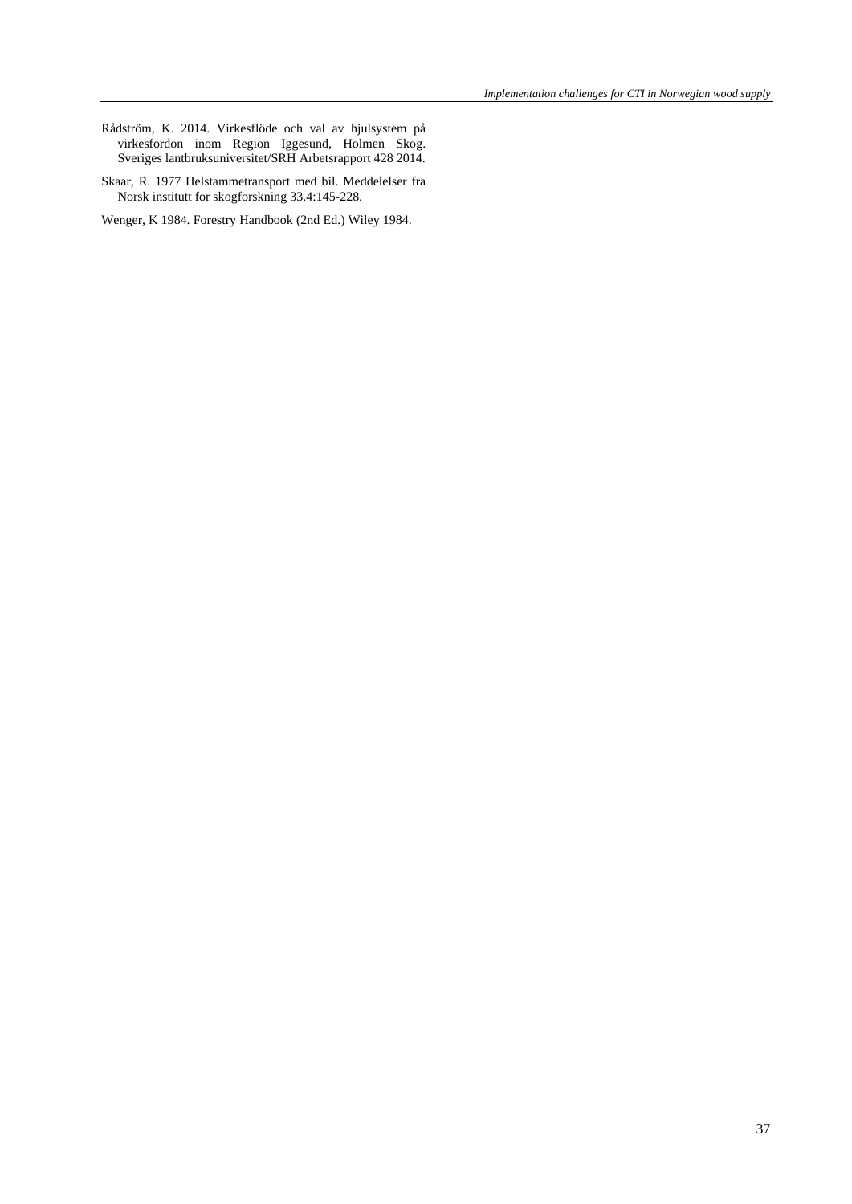Rådström, K. 2014. Virkesflöde och val av hjulsystem på virkesfordon inom Region Iggesund, Holmen Skog. Sveriges lantbruksuniversitet/SRH Arbetsrapport 428 2014.

Skaar, R. 1977 Helstammetransport med bil. Meddelelser fra Norsk institutt for skogforskning 33.4:145-228.

Wenger, K 1984. Forestry Handbook (2nd Ed.) Wiley 1984.